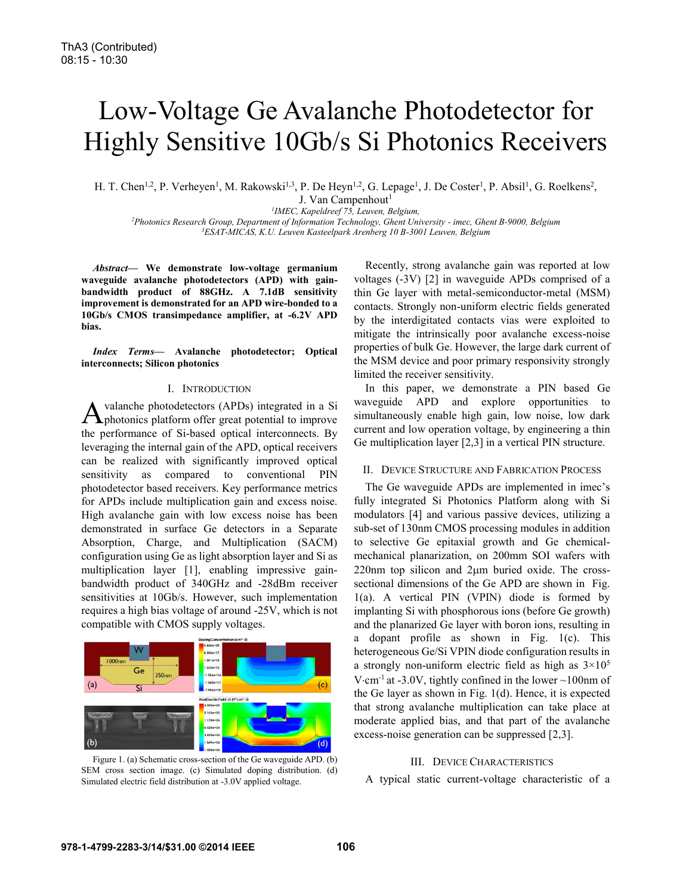ThA3 (Contributed)
08:15 - 10:30

# Low-Voltage Ge Avalanche Photodetector for Highly Sensitive 10Gb/s Si Photonics Receivers

H. T. Chen[1,2], P. Verheyen[1], M. Rakowski[1,3], P. De Heyn[1,2], G. Lepage[1], J. De Coster[1], P. Absil[1], G. Roelkens[2], J. Van Campenhout[1]

[1]IMEC, Kapeldreef 75, Leuven, Belgium,
[2]Photonics Research Group, Department of Information Technology, Ghent University - imec, Ghent B-9000, Belgium
[3]ESAT-MICAS, K.U. Leuven Kasteelpark Arenberg 10 B-3001 Leuven, Belgium

***Abstract*— We demonstrate low-voltage germanium waveguide avalanche photodetectors (APD) with gain-bandwidth product of 88GHz. A 7.1dB sensitivity improvement is demonstrated for an APD wire-bonded to a 10Gb/s CMOS transimpedance amplifier, at -6.2V APD bias.**

***Index Terms*— Avalanche photodetector; Optical interconnects; Silicon photonics**

## I. Introduction

Avalanche photodetectors (APDs) integrated in a Si photonics platform offer great potential to improve the performance of Si-based optical interconnects. By leveraging the internal gain of the APD, optical receivers can be realized with significantly improved optical sensitivity as compared to conventional PIN photodetector based receivers. Key performance metrics for APDs include multiplication gain and excess noise. High avalanche gain with low excess noise has been demonstrated in surface Ge detectors in a Separate Absorption, Charge, and Multiplication (SACM) configuration using Ge as light absorption layer and Si as multiplication layer [1], enabling impressive gain-bandwidth product of 340GHz and -28dBm receiver sensitivities at 10Gb/s. However, such implementation requires a high bias voltage of around -25V, which is not compatible with CMOS supply voltages.

Figure 1. (a) Schematic cross-section of the Ge waveguide APD. (b) SEM cross section image. (c) Simulated doping distribution. (d) Simulated electric field distribution at -3.0V applied voltage.

Recently, strong avalanche gain was reported at low voltages (-3V) [2] in waveguide APDs comprised of a thin Ge layer with metal-semiconductor-metal (MSM) contacts. Strongly non-uniform electric fields generated by the interdigitated contacts vias were exploited to mitigate the intrinsically poor avalanche excess-noise properties of bulk Ge. However, the large dark current of the MSM device and poor primary responsivity strongly limited the receiver sensitivity.

In this paper, we demonstrate a PIN based Ge waveguide APD and explore opportunities to simultaneously enable high gain, low noise, low dark current and low operation voltage, by engineering a thin Ge multiplication layer [2,3] in a vertical PIN structure.

## II. Device Structure and Fabrication Process

The Ge waveguide APDs are implemented in imec's fully integrated Si Photonics Platform along with Si modulators [4] and various passive devices, utilizing a sub-set of 130nm CMOS processing modules in addition to selective Ge epitaxial growth and Ge chemical-mechanical planarization, on 200mm SOI wafers with 220nm top silicon and 2μm buried oxide. The cross-sectional dimensions of the Ge APD are shown in Fig. 1(a). A vertical PIN (VPIN) diode is formed by implanting Si with phosphorous ions (before Ge growth) and the planarized Ge layer with boron ions, resulting in a dopant profile as shown in Fig. 1(c). This heterogeneous Ge/Si VPIN diode configuration results in a strongly non-uniform electric field as high as $3\times10^5$ V·cm$^{-1}$ at -3.0V, tightly confined in the lower ~100nm of the Ge layer as shown in Fig. 1(d). Hence, it is expected that strong avalanche multiplication can take place at moderate applied bias, and that part of the avalanche excess-noise generation can be suppressed [2,3].

## III. Device Characteristics

A typical static current-voltage characteristic of a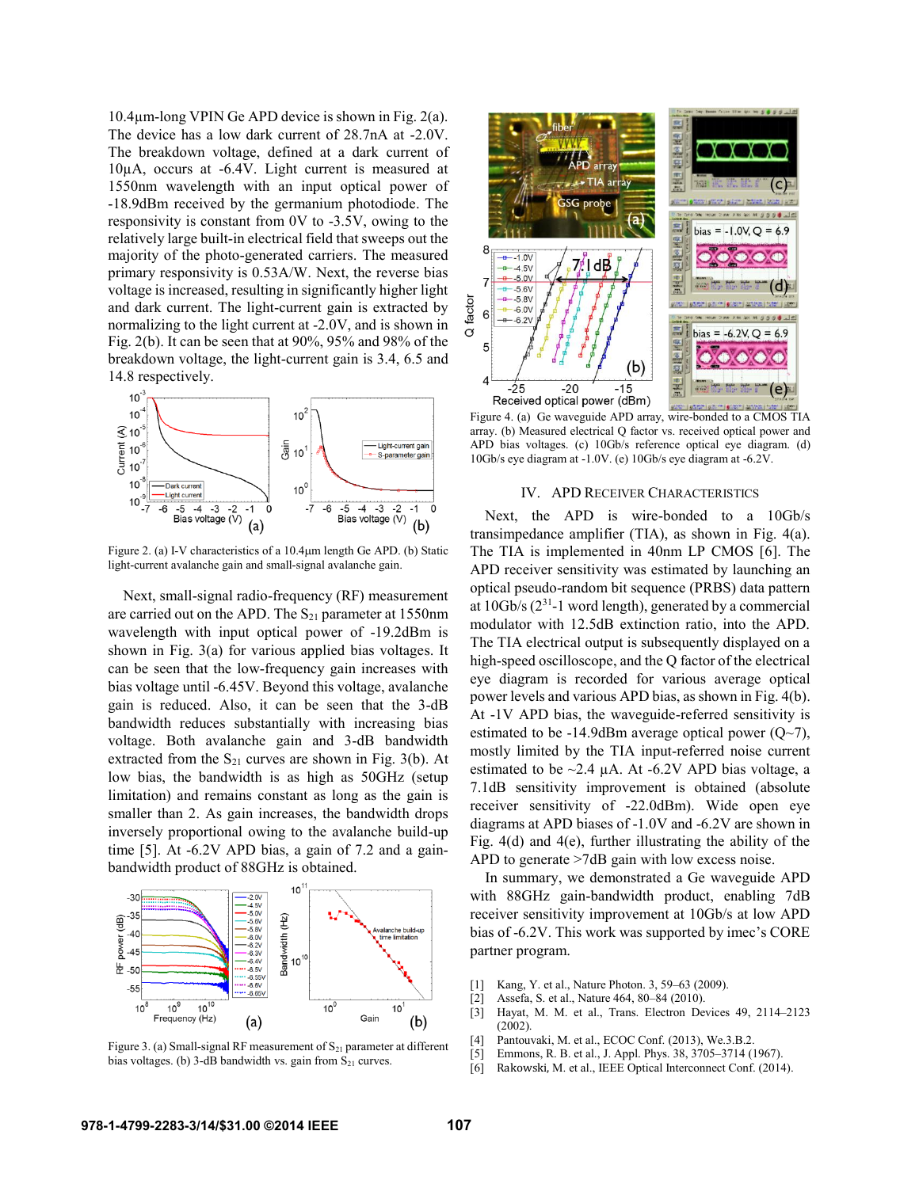10.4µm-long VPIN Ge APD device is shown in Fig. 2(a). The device has a low dark current of 28.7nA at -2.0V. The breakdown voltage, defined at a dark current of 10µA, occurs at -6.4V. Light current is measured at 1550nm wavelength with an input optical power of -18.9dBm received by the germanium photodiode. The responsivity is constant from 0V to -3.5V, owing to the relatively large built-in electrical field that sweeps out the majority of the photo-generated carriers. The measured primary responsivity is 0.53A/W. Next, the reverse bias voltage is increased, resulting in significantly higher light and dark current. The light-current gain is extracted by normalizing to the light current at -2.0V, and is shown in Fig. 2(b). It can be seen that at 90%, 95% and 98% of the breakdown voltage, the light-current gain is 3.4, 6.5 and 14.8 respectively.

Current (A)
$10^{-3}$
$10^{-4}$
$10^{-5}$
$10^{-6}$
$10^{-7}$
$10^{-8}$
$10^{-9}$
Dark current
Light current
-7 -6 -5 -4 -3 -2 -1 0
Bias voltage (V)
(a)

Gain
$10^{2}$
$10^{1}$
$10^{0}$
Light-current gain
S-parameter gain
-7 -6 -5 -4 -3 -2 -1 0
Bias voltage (V)
(b)

Figure 2. (a) I-V characteristics of a 10.4µm length Ge APD. (b) Static light-current avalanche gain and small-signal avalanche gain.

Next, small-signal radio-frequency (RF) measurement are carried out on the APD. The $S_{21}$ parameter at 1550nm wavelength with input optical power of -19.2dBm is shown in Fig. 3(a) for various applied bias voltages. It can be seen that the low-frequency gain increases with bias voltage until -6.45V. Beyond this voltage, avalanche gain is reduced. Also, it can be seen that the 3-dB bandwidth reduces substantially with increasing bias voltage. Both avalanche gain and 3-dB bandwidth extracted from the $S_{21}$ curves are shown in Fig. 3(b). At low bias, the bandwidth is as high as 50GHz (setup limitation) and remains constant as long as the gain is smaller than 2. As gain increases, the bandwidth drops inversely proportional owing to the avalanche build-up time [5]. At -6.2V APD bias, a gain of 7.2 and a gain-bandwidth product of 88GHz is obtained.

RF power (dB)
-30
-35
-40
-45
-50
-55
$10^{8}$ $10^{9}$ $10^{10}$
Frequency (Hz)
-2.0V
-4.5V
-5.0V
-5.6V
-5.8V
-6.0V
-6.2V
-6.3V
-6.4V
-6.5V
-6.55V
-6.6V
-6.65V
(a)

Bandwidth (Hz)
$10^{11}$
$10^{10}$
Avalanche build-up time limitation
$10^{0}$ $10^{1}$
Gain
(b)

Figure 3. (a) Small-signal RF measurement of $S_{21}$ parameter at different bias voltages. (b) 3-dB bandwidth vs. gain from $S_{21}$ curves.

fiber
APD array
TIA array
GSG probe
(a)

Q factor
8
7
6
5
4
-1.0V
-4.5V
-5.0V
-5.6V
-5.8V
-6.0V
-6.2V
7.1dB
-25 -20 -15
Received optical power (dBm)
(b)

(c)
bias = -1.0V, Q = 6.9
(d)
bias = -6.2V, Q = 6.9
(e)

Figure 4. (a) Ge waveguide APD array, wire-bonded to a CMOS TIA array. (b) Measured electrical Q factor vs. received optical power and APD bias voltages. (c) 10Gb/s reference optical eye diagram. (d) 10Gb/s eye diagram at -1.0V. (e) 10Gb/s eye diagram at -6.2V.

## IV. APD Receiver Characteristics

Next, the APD is wire-bonded to a 10Gb/s transimpedance amplifier (TIA), as shown in Fig. 4(a). The TIA is implemented in 40nm LP CMOS [6]. The APD receiver sensitivity was estimated by launching an optical pseudo-random bit sequence (PRBS) data pattern at 10Gb/s ($2^{31}$-1 word length), generated by a commercial modulator with 12.5dB extinction ratio, into the APD. The TIA electrical output is subsequently displayed on a high-speed oscilloscope, and the Q factor of the electrical eye diagram is recorded for various average optical power levels and various APD bias, as shown in Fig. 4(b). At -1V APD bias, the waveguide-referred sensitivity is estimated to be -14.9dBm average optical power (Q~7), mostly limited by the TIA input-referred noise current estimated to be ~2.4 µA. At -6.2V APD bias voltage, a 7.1dB sensitivity improvement is obtained (absolute receiver sensitivity of -22.0dBm). Wide open eye diagrams at APD biases of -1.0V and -6.2V are shown in Fig. 4(d) and 4(e), further illustrating the ability of the APD to generate >7dB gain with low excess noise.

In summary, we demonstrated a Ge waveguide APD with 88GHz gain-bandwidth product, enabling 7dB receiver sensitivity improvement at 10Gb/s at low APD bias of -6.2V. This work was supported by imec's CORE partner program.

[1] Kang, Y. et al., Nature Photon. 3, 59–63 (2009).
[2] Assefa, S. et al., Nature 464, 80–84 (2010).
[3] Hayat, M. M. et al., Trans. Electron Devices 49, 2114–2123 (2002).
[4] Pantouvaki, M. et al., ECOC Conf. (2013), We.3.B.2.
[5] Emmons, R. B. et al., J. Appl. Phys. 38, 3705–3714 (1967).
[6] Rakowski, M. et al., IEEE Optical Interconnect Conf. (2014).